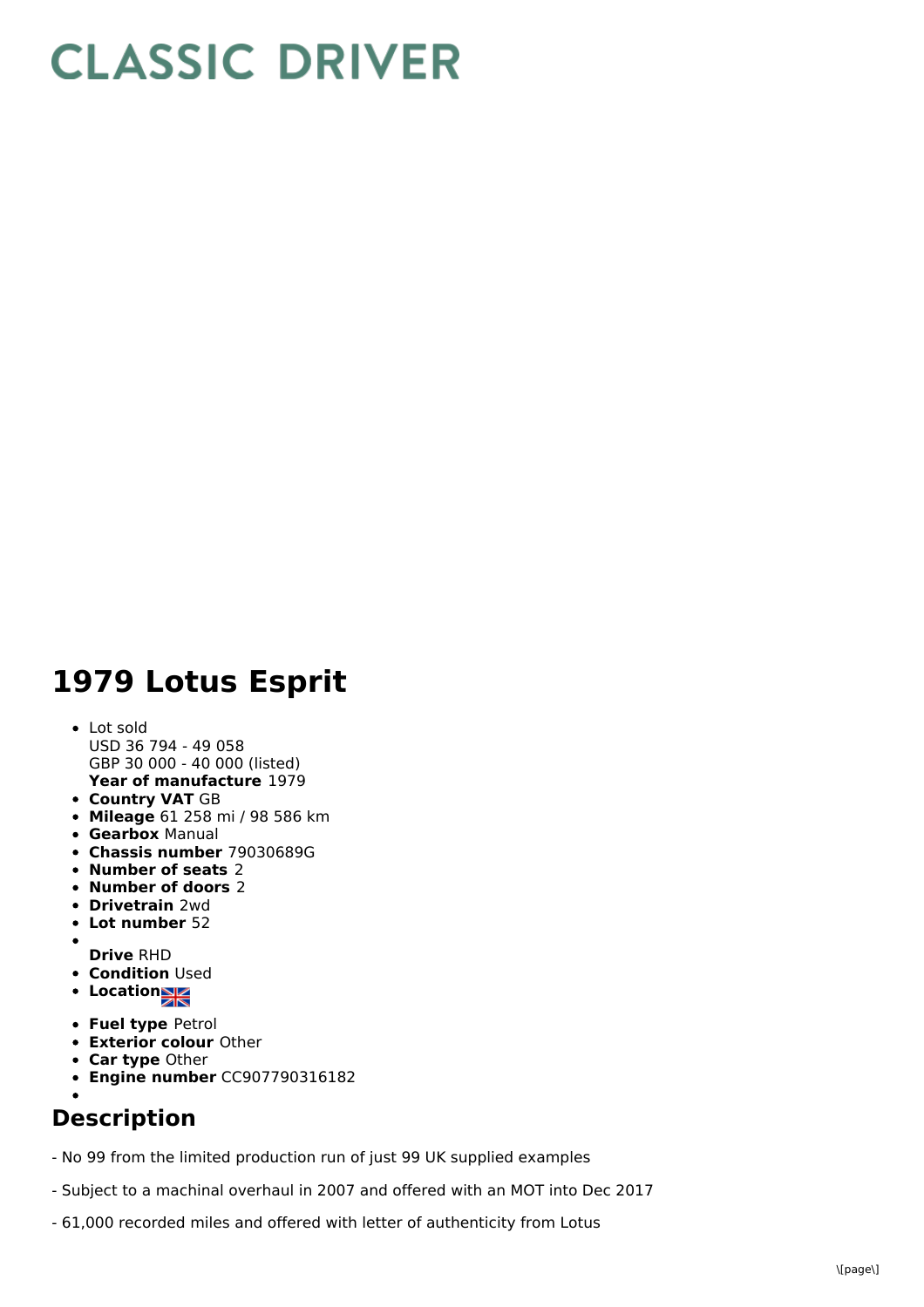# CLASSIC DRIVER

## 1979 Lotus Esprit

- Lot sold  
  USD 36 794 - 49 058  
  GBP 30 000 - 40 000 (listed)  
  **Year of manufacture** 1979
- **Country VAT** GB
- **Mileage** 61 258 mi / 98 586 km
- **Gearbox** Manual
- **Chassis number** 79030689G
- **Number of seats** 2
- **Number of doors** 2
- **Drivetrain** 2wd
- **Lot number** 52
- **Drive** RHD
- **Condition** Used
- **Location**
- **Fuel type** Petrol
- **Exterior colour** Other
- **Car type** Other
- **Engine number** CC907790316182

## Description

- No 99 from the limited production run of just 99 UK supplied examples

- Subject to a machinal overhaul in 2007 and offered with an MOT into Dec 2017

- 61,000 recorded miles and offered with letter of authenticity from Lotus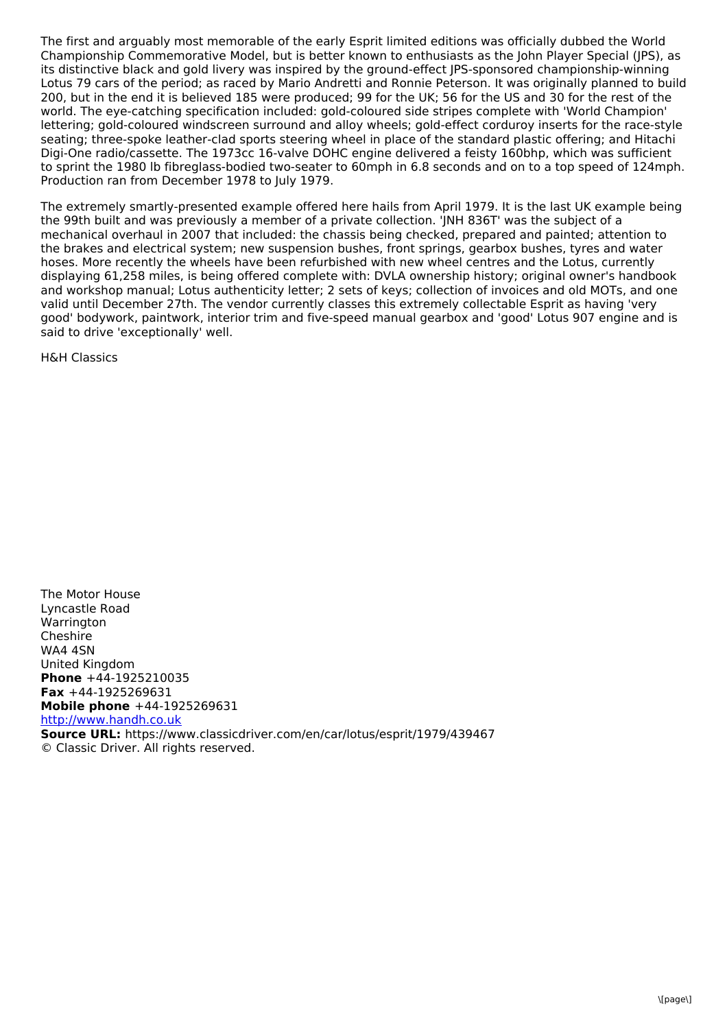The first and arguably most memorable of the early Esprit limited editions was officially dubbed the World Championship Commemorative Model, but is better known to enthusiasts as the John Player Special (JPS), as its distinctive black and gold livery was inspired by the ground-effect JPS-sponsored championship-winning Lotus 79 cars of the period; as raced by Mario Andretti and Ronnie Peterson. It was originally planned to build 200, but in the end it is believed 185 were produced; 99 for the UK; 56 for the US and 30 for the rest of the world. The eye-catching specification included: gold-coloured side stripes complete with 'World Champion' lettering; gold-coloured windscreen surround and alloy wheels; gold-effect corduroy inserts for the race-style seating; three-spoke leather-clad sports steering wheel in place of the standard plastic offering; and Hitachi Digi-One radio/cassette. The 1973cc 16-valve DOHC engine delivered a feisty 160bhp, which was sufficient to sprint the 1980 lb fibreglass-bodied two-seater to 60mph in 6.8 seconds and on to a top speed of 124mph. Production ran from December 1978 to July 1979.

The extremely smartly-presented example offered here hails from April 1979. It is the last UK example being the 99th built and was previously a member of a private collection. 'JNH 836T' was the subject of a mechanical overhaul in 2007 that included: the chassis being checked, prepared and painted; attention to the brakes and electrical system; new suspension bushes, front springs, gearbox bushes, tyres and water hoses. More recently the wheels have been refurbished with new wheel centres and the Lotus, currently displaying 61,258 miles, is being offered complete with: DVLA ownership history; original owner's handbook and workshop manual; Lotus authenticity letter; 2 sets of keys; collection of invoices and old MOTs, and one valid until December 27th. The vendor currently classes this extremely collectable Esprit as having 'very good' bodywork, paintwork, interior trim and five-speed manual gearbox and 'good' Lotus 907 engine and is said to drive 'exceptionally' well.

H&H Classics

The Motor House
Lyncastle Road
Warrington
Cheshire
WA4 4SN
United Kingdom
**Phone** +44-1925210035
**Fax** +44-1925269631
**Mobile phone** +44-1925269631
[http://www.handh.co.uk](http://www.handh.co.uk)
**Source URL:** https://www.classicdriver.com/en/car/lotus/esprit/1979/439467
© Classic Driver. All rights reserved.